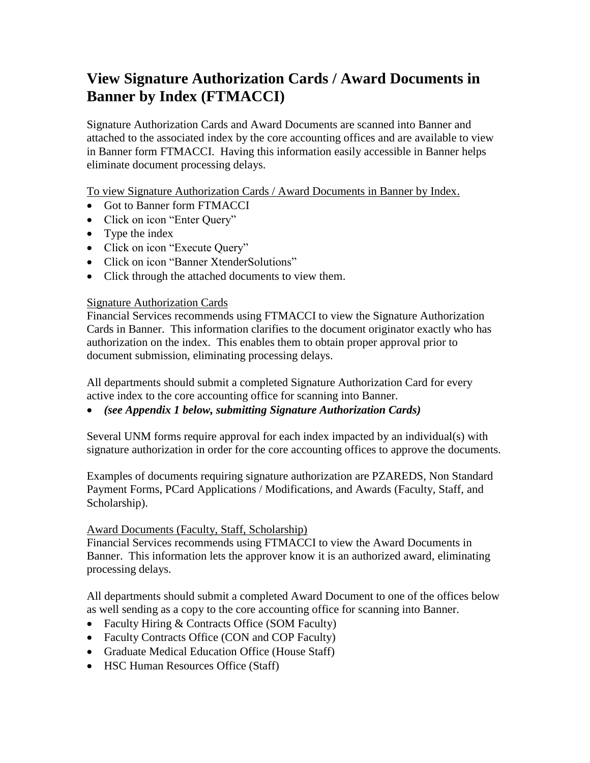# View Signature Authorization Cards / Award Documents in Banner by Index (FTMACCI)

Signature Authorization Cards and Award Documents are scanned into Banner and attached to the associated index by the core accounting offices and are available to view in Banner form FTMACCI. Having this information easily accessible in Banner helps eliminate document processing delays.

<u>To view Signature Authorization Cards / Award Documents in Banner by Index.</u>

- Got to Banner form FTMACCI
- Click on icon "Enter Query"
- Type the index
- Click on icon "Execute Query"
- Click on icon "Banner XtenderSolutions"
- Click through the attached documents to view them.

<u>Signature Authorization Cards</u>

Financial Services recommends using FTMACCI to view the Signature Authorization Cards in Banner. This information clarifies to the document originator exactly who has authorization on the index. This enables them to obtain proper approval prior to document submission, eliminating processing delays.

All departments should submit a completed Signature Authorization Card for every active index to the core accounting office for scanning into Banner.

- ***(see Appendix 1 below, submitting Signature Authorization Cards)***

Several UNM forms require approval for each index impacted by an individual(s) with signature authorization in order for the core accounting offices to approve the documents.

Examples of documents requiring signature authorization are PZAREDS, Non Standard Payment Forms, PCard Applications / Modifications, and Awards (Faculty, Staff, and Scholarship).

<u>Award Documents (Faculty, Staff, Scholarship)</u>

Financial Services recommends using FTMACCI to view the Award Documents in Banner. This information lets the approver know it is an authorized award, eliminating processing delays.

All departments should submit a completed Award Document to one of the offices below as well sending as a copy to the core accounting office for scanning into Banner.

- Faculty Hiring & Contracts Office (SOM Faculty)
- Faculty Contracts Office (CON and COP Faculty)
- Graduate Medical Education Office (House Staff)
- HSC Human Resources Office (Staff)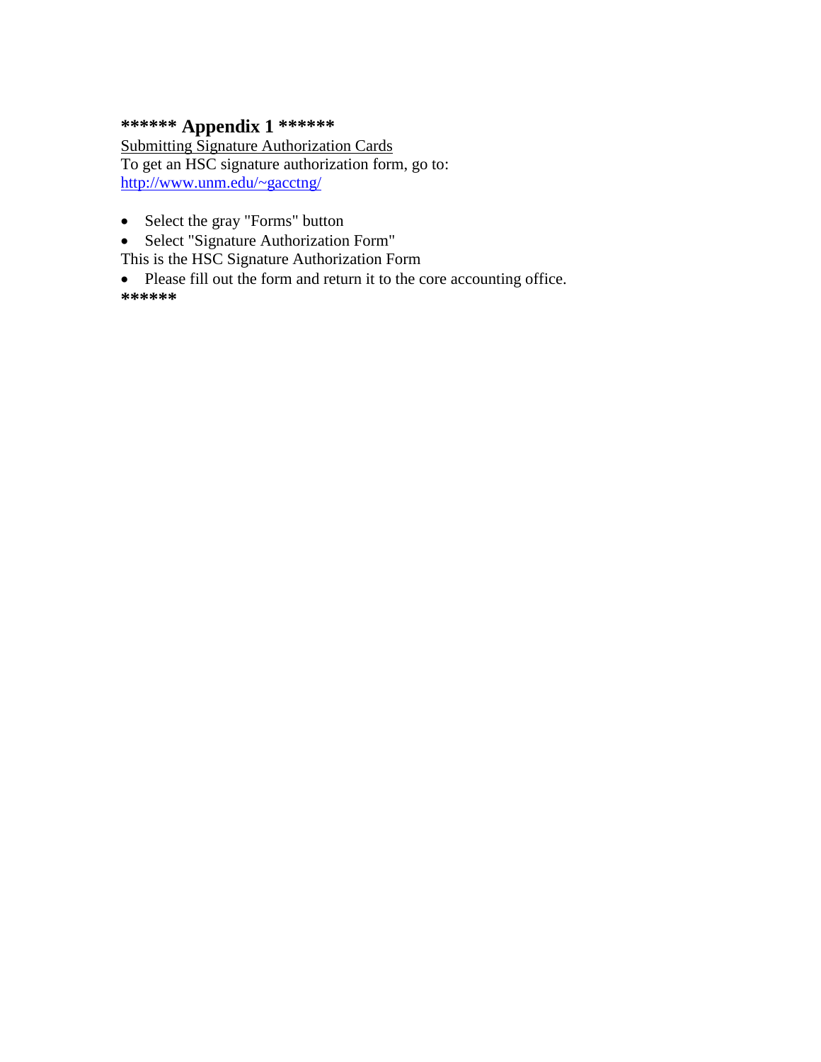**\*\*\*\*\*\* Appendix 1 \*\*\*\*\*\***

Submitting Signature Authorization Cards

To get an HSC signature authorization form, go to:
http://www.unm.edu/~gacctng/

- Select the gray "Forms" button
- Select "Signature Authorization Form"

This is the HSC Signature Authorization Form

- Please fill out the form and return it to the core accounting office.

\*\*\*\*\*\*